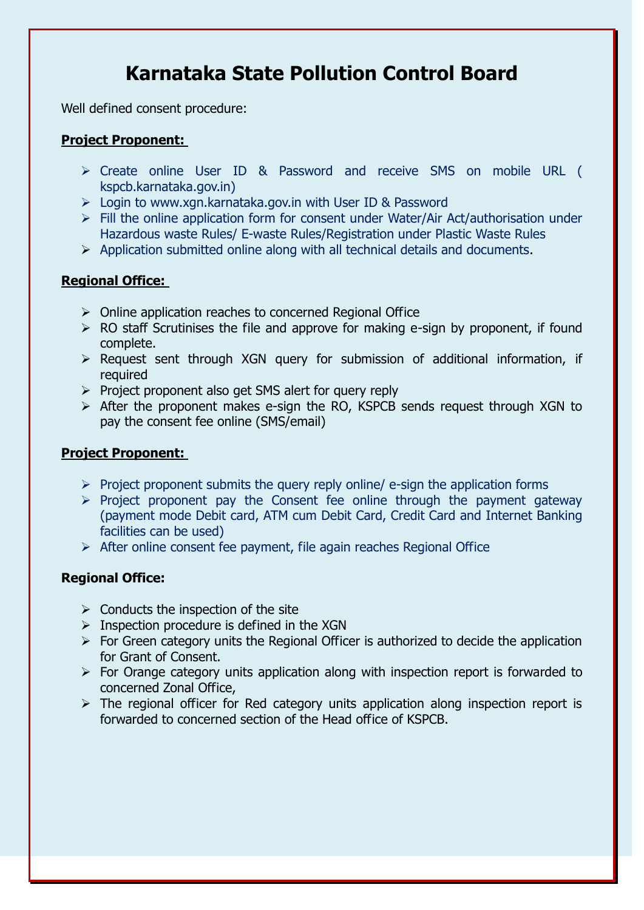# Karnataka State Pollution Control Board

Well defined consent procedure:

**Project Proponent:**

- Create online User ID & Password and receive SMS on mobile URL ( kspcb.karnataka.gov.in)
- Login to www.xgn.karnataka.gov.in with User ID & Password
- Fill the online application form for consent under Water/Air Act/authorisation under Hazardous waste Rules/ E-waste Rules/Registration under Plastic Waste Rules
- Application submitted online along with all technical details and documents.

**Regional Office:**

- Online application reaches to concerned Regional Office
- RO staff Scrutinises the file and approve for making e-sign by proponent, if found complete.
- Request sent through XGN query for submission of additional information, if required
- Project proponent also get SMS alert for query reply
- After the proponent makes e-sign the RO, KSPCB sends request through XGN to pay the consent fee online (SMS/email)

**Project Proponent:**

- Project proponent submits the query reply online/ e-sign the application forms
- Project proponent pay the Consent fee online through the payment gateway (payment mode Debit card, ATM cum Debit Card, Credit Card and Internet Banking facilities can be used)
- After online consent fee payment, file again reaches Regional Office

**Regional Office:**

- Conducts the inspection of the site
- Inspection procedure is defined in the XGN
- For Green category units the Regional Officer is authorized to decide the application for Grant of Consent.
- For Orange category units application along with inspection report is forwarded to concerned Zonal Office,
- The regional officer for Red category units application along inspection report is forwarded to concerned section of the Head office of KSPCB.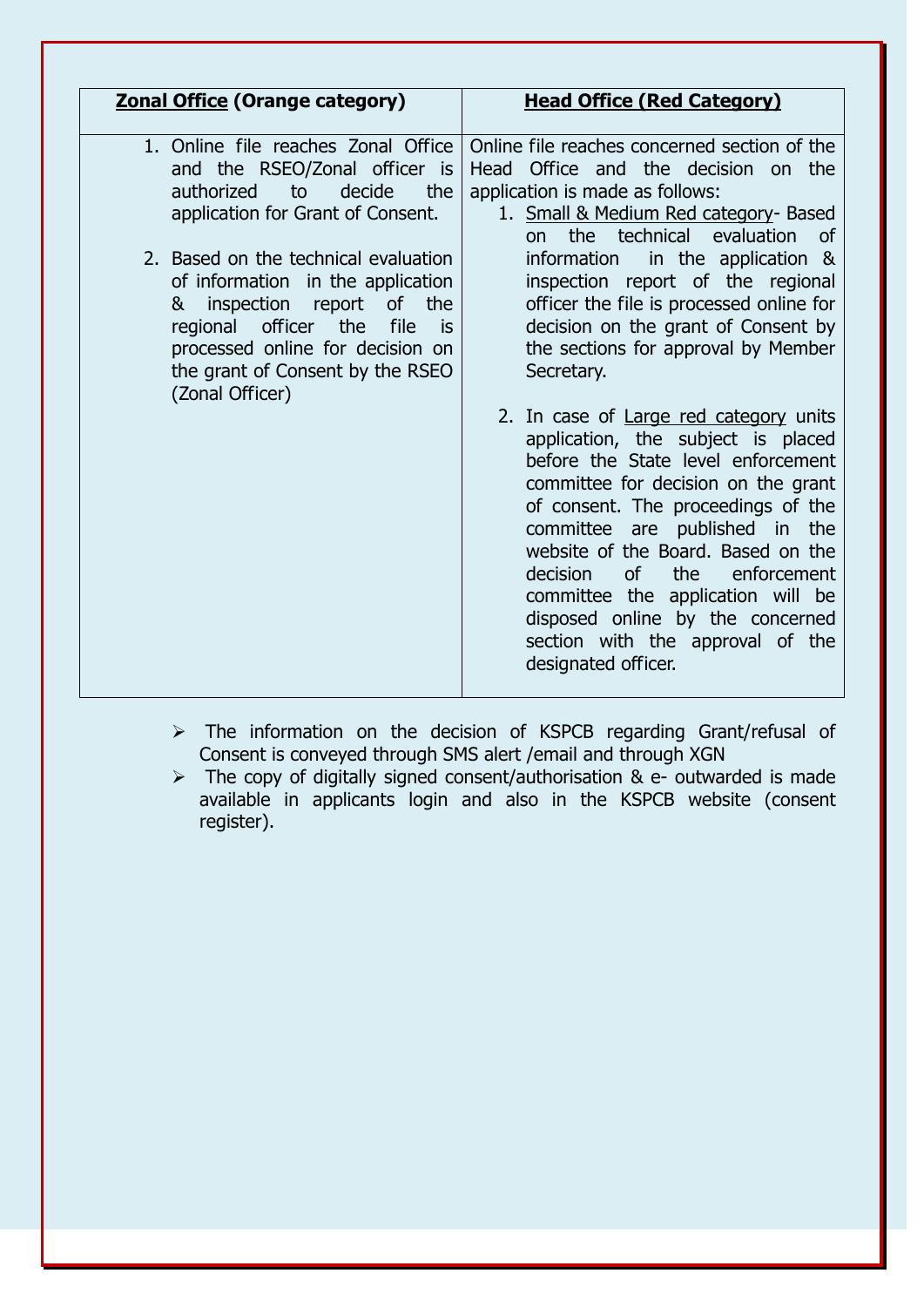| **Zonal Office (Orange category)** | **Head Office (Red Category)** |
| --- | --- |
| 1. Online file reaches Zonal Office and the RSEO/Zonal officer is authorized to decide the application for Grant of Consent.<br><br>2. Based on the technical evaluation of information in the application & inspection report of the regional officer the file is processed online for decision on the grant of Consent by the RSEO (Zonal Officer) | Online file reaches concerned section of the Head Office and the decision on the application is made as follows:<br>1. Small & Medium Red category- Based on the technical evaluation of information in the application & inspection report of the regional officer the file is processed online for decision on the grant of Consent by the sections for approval by Member Secretary.<br><br>2. In case of Large red category units application, the subject is placed before the State level enforcement committee for decision on the grant of consent. The proceedings of the committee are published in the website of the Board. Based on the decision of the enforcement committee the application will be disposed online by the concerned section with the approval of the designated officer. |

- The information on the decision of KSPCB regarding Grant/refusal of Consent is conveyed through SMS alert /email and through XGN
- The copy of digitally signed consent/authorisation & e- outwarded is made available in applicants login and also in the KSPCB website (consent register).